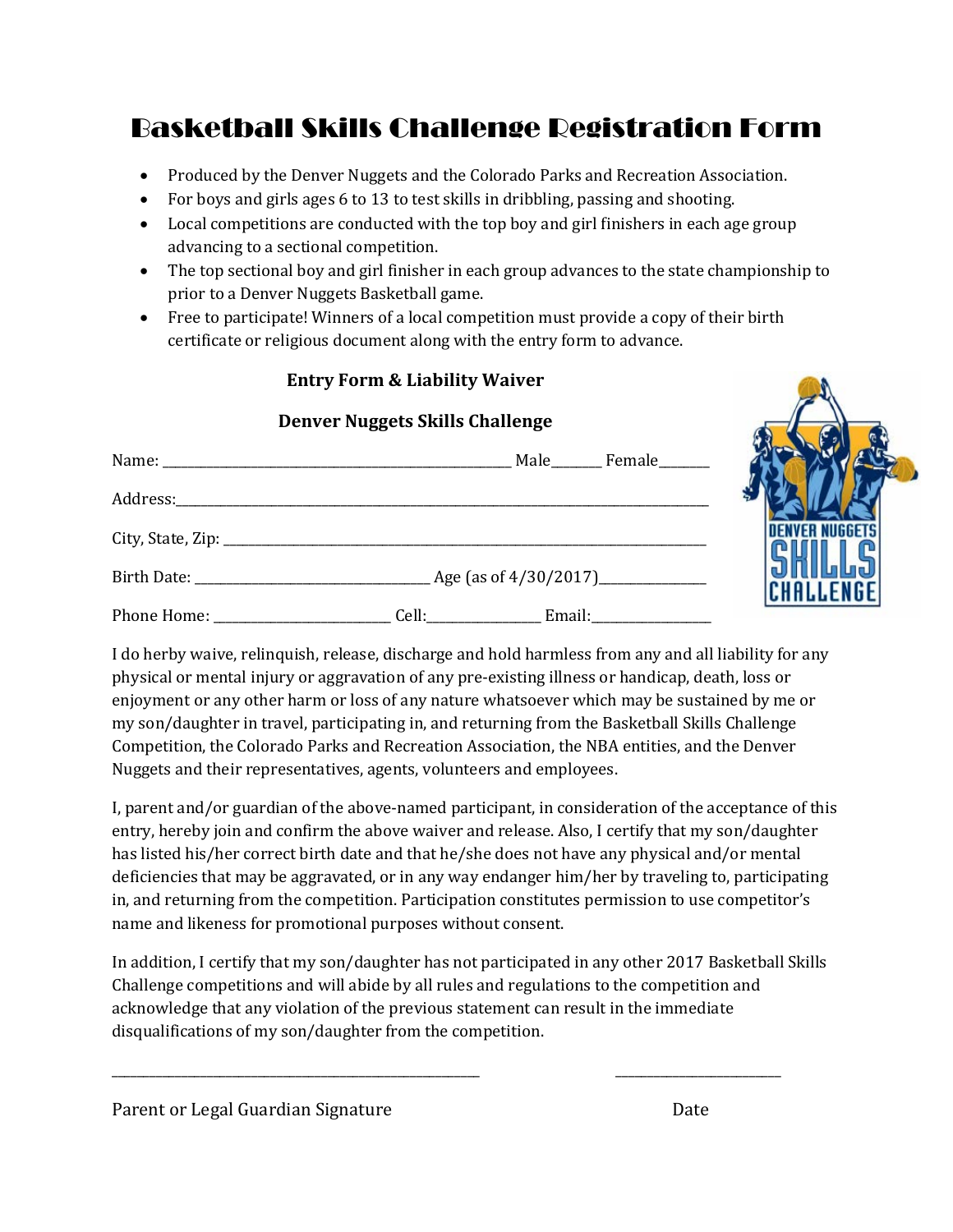# Basketball Skills Challenge Registration Form

- Produced by the Denver Nuggets and the Colorado Parks and Recreation Association.
- For boys and girls ages 6 to 13 to test skills in dribbling, passing and shooting.
- Local competitions are conducted with the top boy and girl finishers in each age group advancing to a sectional competition.
- The top sectional boy and girl finisher in each group advances to the state championship to prior to a Denver Nuggets Basketball game.
- Free to participate! Winners of a local competition must provide a copy of their birth certificate or religious document along with the entry form to advance.

**Entry Form & Liability Waiver**

**Denver Nuggets Skills Challenge**

Name: ____________________________________________ Male_______ Female_______

Address:__________________________________________________________________

City, State, Zip: ____________________________________________________________

Birth Date: ______________________________ Age (as of 4/30/2017)______________

Phone Home: _______________________ Cell:_______________ Email:________________

I do herby waive, relinquish, release, discharge and hold harmless from any and all liability for any physical or mental injury or aggravation of any pre-existing illness or handicap, death, loss or enjoyment or any other harm or loss of any nature whatsoever which may be sustained by me or my son/daughter in travel, participating in, and returning from the Basketball Skills Challenge Competition, the Colorado Parks and Recreation Association, the NBA entities, and the Denver Nuggets and their representatives, agents, volunteers and employees.

I, parent and/or guardian of the above-named participant, in consideration of the acceptance of this entry, hereby join and confirm the above waiver and release. Also, I certify that my son/daughter has listed his/her correct birth date and that he/she does not have any physical and/or mental deficiencies that may be aggravated, or in any way endanger him/her by traveling to, participating in, and returning from the competition. Participation constitutes permission to use competitor's name and likeness for promotional purposes without consent.

In addition, I certify that my son/daughter has not participated in any other 2017 Basketball Skills Challenge competitions and will abide by all rules and regulations to the competition and acknowledge that any violation of the previous statement can result in the immediate disqualifications of my son/daughter from the competition.

_____________________________________________ ______________________

Parent or Legal Guardian Signature Date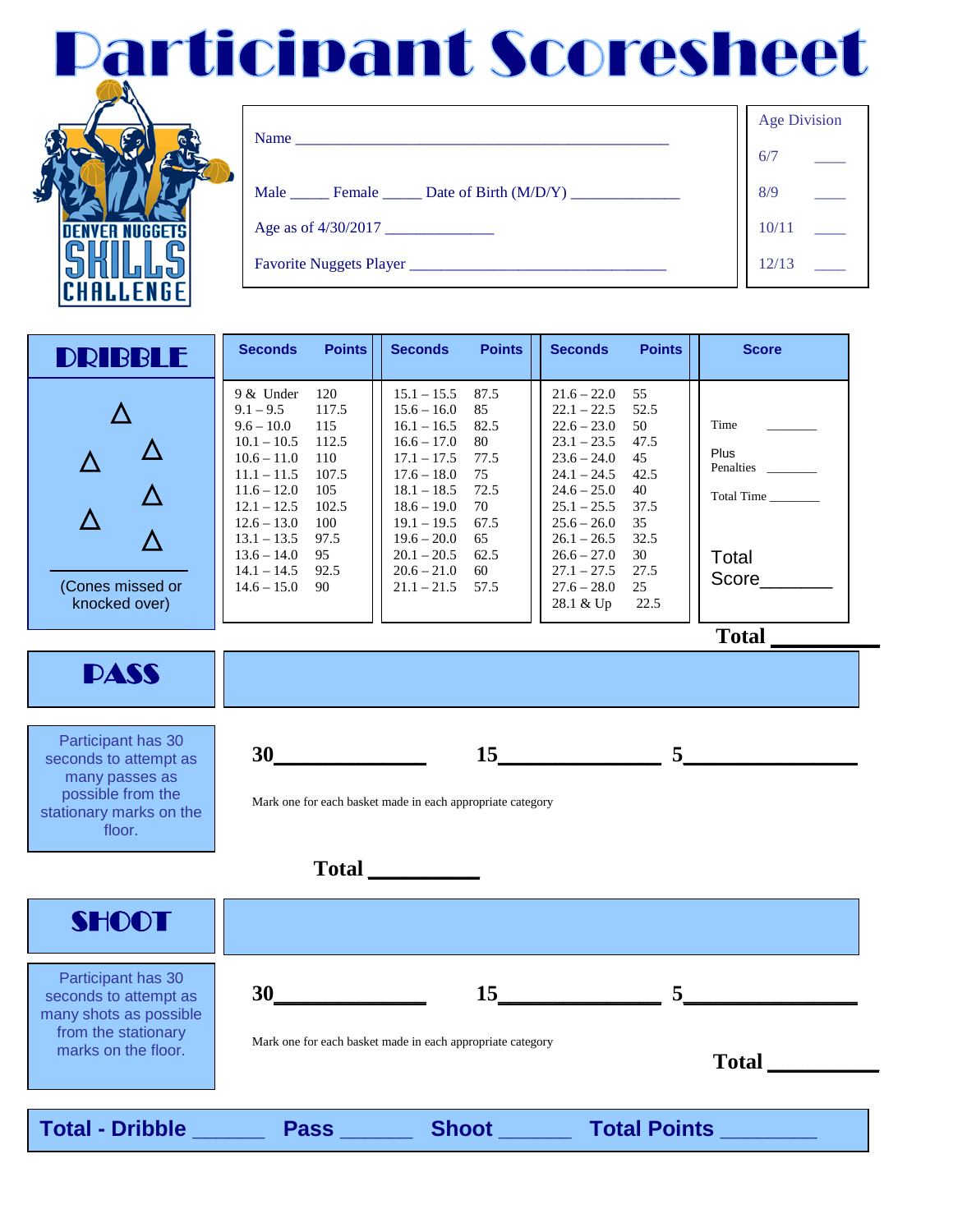# Participant Scoresheet

DENVER NUGGETS SKILLS CHALLENGE

Name ______________________________________________

Male _____ Female _____ Date of Birth (M/D/Y) _____________

Age as of 4/30/2017 _____________

Favorite Nuggets Player _______________________________

| Age Division | |
|---|---|
| 6/7 | ____ |
| 8/9 | ____ |
| 10/11 | ____ |
| 12/13 | ____ |

## DRIBBLE

△ △ △ △ △ △

______

(Cones missed or knocked over)

| Seconds | Points | Seconds | Points | Seconds | Points |
|---|---|---|---|---|---|
| 9 & Under | 120 | 15.1 – 15.5 | 87.5 | 21.6 – 22.0 | 55 |
| 9.1 – 9.5 | 117.5 | 15.6 – 16.0 | 85 | 22.1 – 22.5 | 52.5 |
| 9.6 – 10.0 | 115 | 16.1 – 16.5 | 82.5 | 22.6 – 23.0 | 50 |
| 10.1 – 10.5 | 112.5 | 16.6 – 17.0 | 80 | 23.1 – 23.5 | 47.5 |
| 10.6 – 11.0 | 110 | 17.1 – 17.5 | 77.5 | 23.6 – 24.0 | 45 |
| 11.1 – 11.5 | 107.5 | 17.6 – 18.0 | 75 | 24.1 – 24.5 | 42.5 |
| 11.6 – 12.0 | 105 | 18.1 – 18.5 | 72.5 | 24.6 – 25.0 | 40 |
| 12.1 – 12.5 | 102.5 | 18.6 – 19.0 | 70 | 25.1 – 25.5 | 37.5 |
| 12.6 – 13.0 | 100 | 19.1 – 19.5 | 67.5 | 25.6 – 26.0 | 35 |
| 13.1 – 13.5 | 97.5 | 19.6 – 20.0 | 65 | 26.1 – 26.5 | 32.5 |
| 13.6 – 14.0 | 95 | 20.1 – 20.5 | 62.5 | 26.6 – 27.0 | 30 |
| 14.1 – 14.5 | 92.5 | 20.6 – 21.0 | 60 | 27.1 – 27.5 | 27.5 |
| 14.6 – 15.0 | 90 | 21.1 – 21.5 | 57.5 | 27.6 – 28.0 | 25 |
| | | | | 28.1 & Up | 22.5 |

**Score**

Time ________

Plus Penalties ________

Total Time ________

Total Score________

**Total __________**

## PASS

Participant has 30 seconds to attempt as many passes as possible from the stationary marks on the floor.

**30**______________ **15**______________ **5**______________

Mark one for each basket made in each appropriate category

**Total __________**

## SHOOT

Participant has 30 seconds to attempt as many shots as possible from the stationary marks on the floor.

**30**______________ **15**______________ **5**______________

Mark one for each basket made in each appropriate category

**Total __________**

**Total - Dribble ______ Pass ______ Shoot ______ Total Points ________**